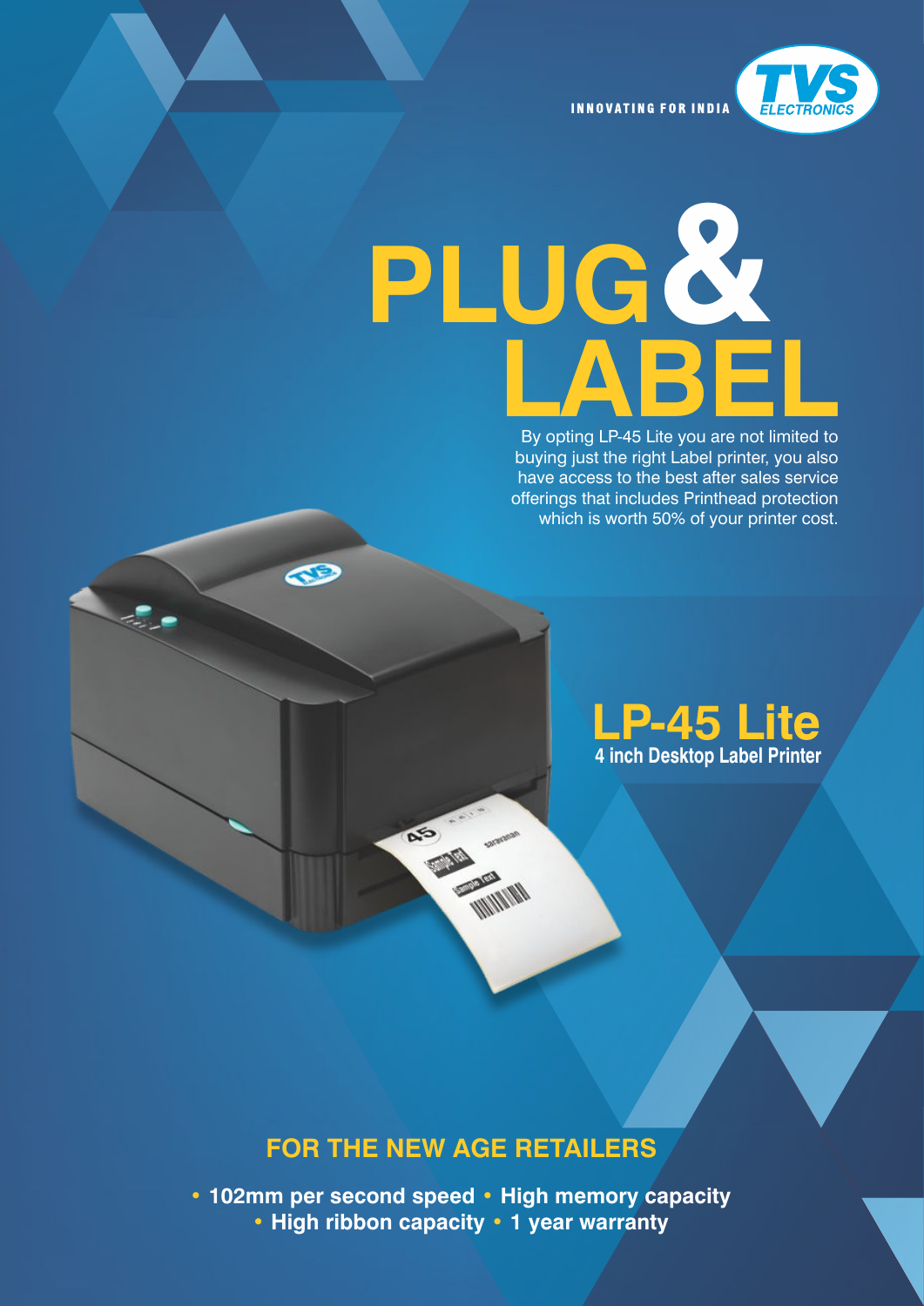INNOVATING FOR INDIA

TVS ELECTRONICS

# PLUG & LABEL

By opting LP-45 Lite you are not limited to buying just the right Label printer, you also have access to the best after sales service offerings that includes Printhead protection which is worth 50% of your printer cost.

## LP-45 Lite

**4 inch Desktop Label Printer**

## FOR THE NEW AGE RETAILERS

- **102mm per second speed**
- **High memory capacity**
- **High ribbon capacity**
- **1 year warranty**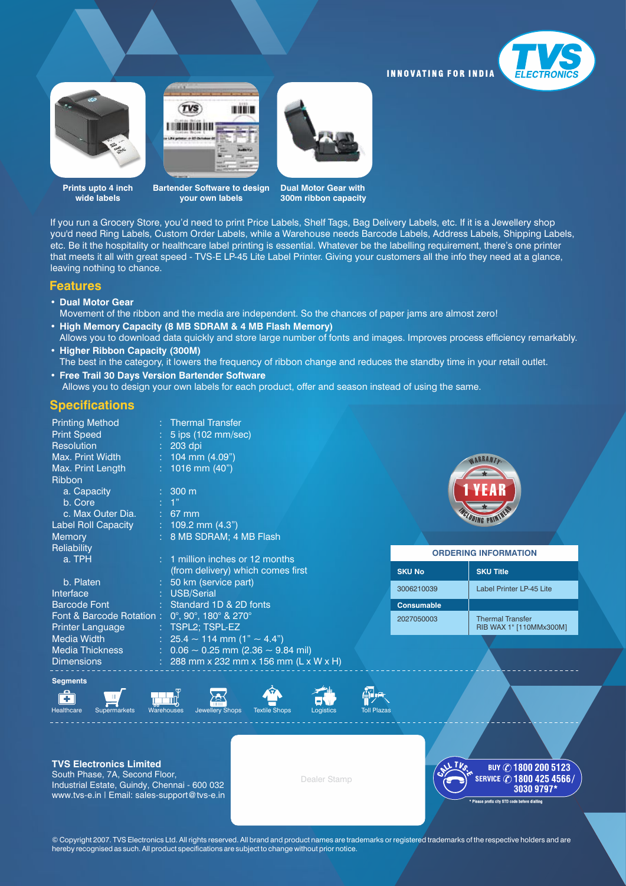INNOVATING FOR INDIA

TVS ELECTRONICS

**Prints upto 4 inch wide labels**

**Bartender Software to design your own labels**

**Dual Motor Gear with 300m ribbon capacity**

If you run a Grocery Store, you'd need to print Price Labels, Shelf Tags, Bag Delivery Labels, etc. If it is a Jewellery shop you'd need Ring Labels, Custom Order Labels, while a Warehouse needs Barcode Labels, Address Labels, Shipping Labels, etc. Be it the hospitality or healthcare label printing is essential. Whatever be the labelling requirement, there's one printer that meets it all with great speed - TVS-E LP-45 Lite Label Printer. Giving your customers all the info they need at a glance, leaving nothing to chance.

## Features

- **Dual Motor Gear**
  Movement of the ribbon and the media are independent. So the chances of paper jams are almost zero!
- **High Memory Capacity (8 MB SDRAM & 4 MB Flash Memory)**
  Allows you to download data quickly and store large number of fonts and images. Improves process efficiency remarkably.
- **Higher Ribbon Capacity (300M)**
  The best in the category, it lowers the frequency of ribbon change and reduces the standby time in your retail outlet.
- **Free Trail 30 Days Version Bartender Software**
  Allows you to design your own labels for each product, offer and season instead of using the same.

## Specifications

| | |
|---|---|
| Printing Method | : Thermal Transfer |
| Print Speed | : 5 ips (102 mm/sec) |
| Resolution | : 203 dpi |
| Max. Print Width | : 104 mm (4.09") |
| Max. Print Length | : 1016 mm (40") |
| Ribbon | |
| a. Capacity | : 300 m |
| b. Core | : 1" |
| c. Max Outer Dia. | : 67 mm |
| Label Roll Capacity | : 109.2 mm (4.3") |
| Memory | : 8 MB SDRAM; 4 MB Flash |
| Reliability | |
| a. TPH | : 1 million inches or 12 months (from delivery) which comes first |
| b. Platen | : 50 km (service part) |
| Interface | : USB/Serial |
| Barcode Font | : Standard 1D & 2D fonts |
| Font & Barcode Rotation | : 0°, 90°, 180° & 270° |
| Printer Language | : TSPL2; TSPL-EZ |
| Media Width | : 25.4 ~ 114 mm (1" ~ 4.4") |
| Media Thickness | : 0.06 ~ 0.25 mm (2.36 ~ 9.84 mil) |
| Dimensions | : 288 mm x 232 mm x 156 mm (L x W x H) |

WARRANTY 1 YEAR INCLUDING PRINTHEAD

**ORDERING INFORMATION**

| SKU No | SKU Title |
|---|---|
| 3006210039 | Label Printer LP-45 Lite |
| **Consumable** | |
| 2027050003 | Thermal Transfer RIB WAX 1" [110MMx300M] |

**Segments**

Healthcare · Supermarkets · Warehouses · Jewellery Shops · Textile Shops · Logistics · Toll Plazas

**TVS Electronics Limited**
South Phase, 7A, Second Floor,
Industrial Estate, Guindy, Chennai - 600 032
www.tvs-e.in | Email: sales-support@tvs-e.in

Dealer Stamp

CALL TVS-E
BUY 1800 200 5123
SERVICE 1800 425 4566/ 3030 9797*
* Please prefix city STD code before dialling

© Copyright 2007. TVS Electronics Ltd. All rights reserved. All brand and product names are trademarks or registered trademarks of the respective holders and are hereby recognised as such. All product specifications are subject to change without prior notice.